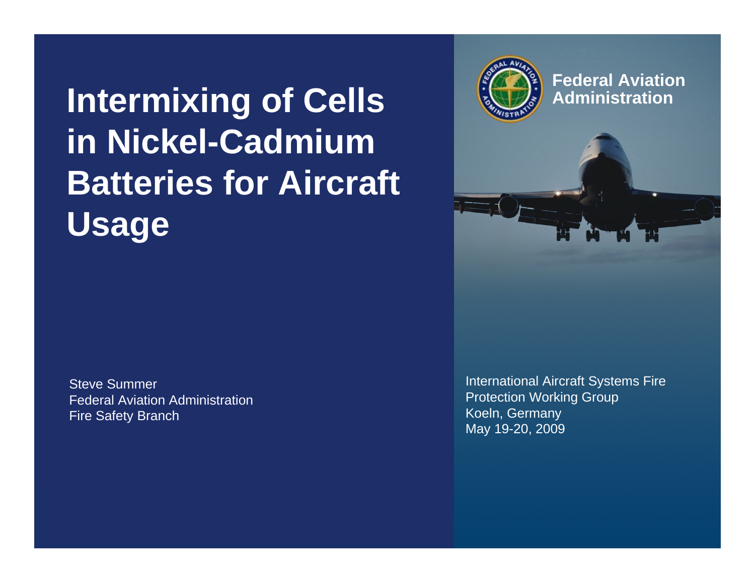# Intermixing of Cells in Nickel-Cadmium Batteries for Aircraft Usage

**Federal Aviation Administration**

Steve Summer
Federal Aviation Administration
Fire Safety Branch

International Aircraft Systems Fire Protection Working Group
Koeln, Germany
May 19-20, 2009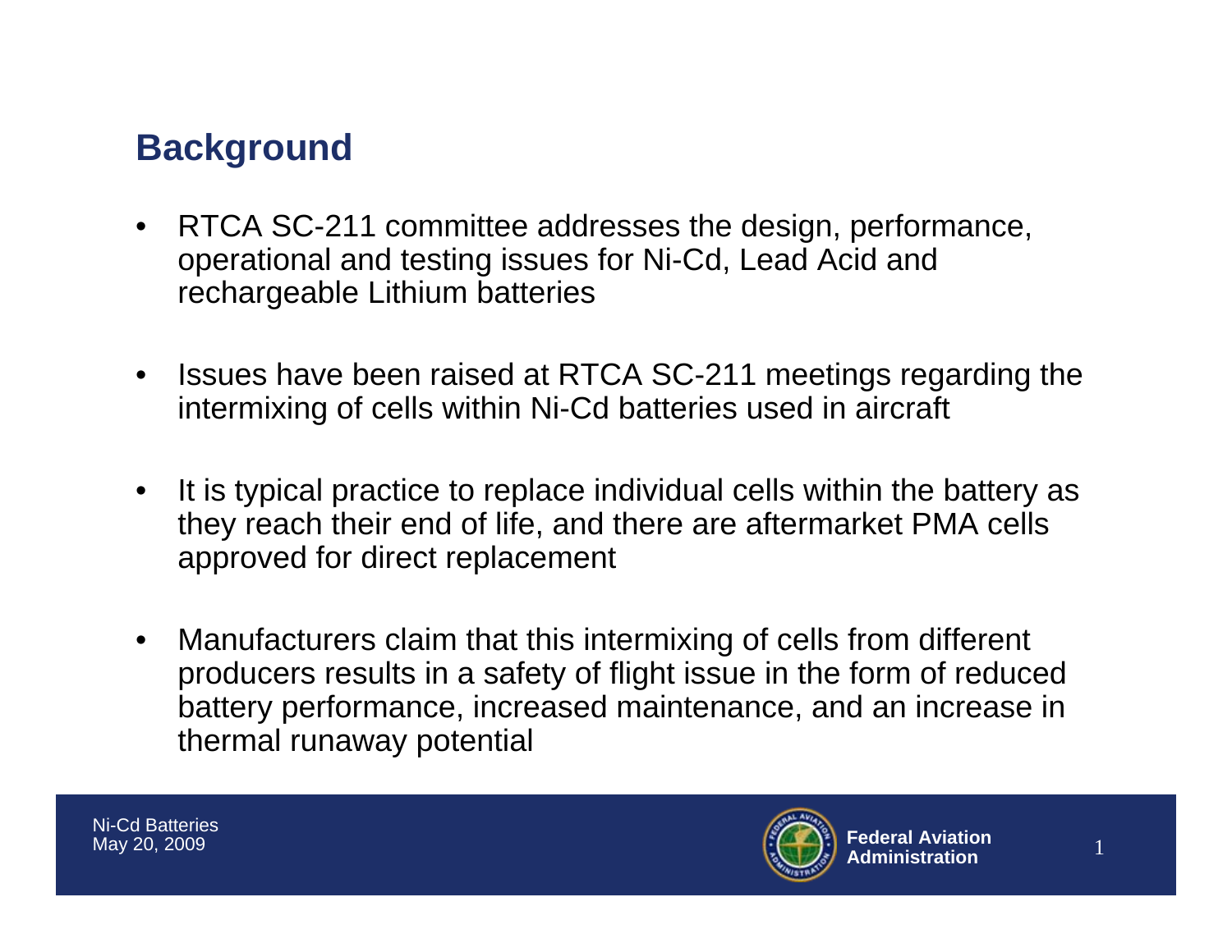## Background

- RTCA SC-211 committee addresses the design, performance, operational and testing issues for Ni-Cd, Lead Acid and rechargeable Lithium batteries
- Issues have been raised at RTCA SC-211 meetings regarding the intermixing of cells within Ni-Cd batteries used in aircraft
- It is typical practice to replace individual cells within the battery as they reach their end of life, and there are aftermarket PMA cells approved for direct replacement
- Manufacturers claim that this intermixing of cells from different producers results in a safety of flight issue in the form of reduced battery performance, increased maintenance, and an increase in thermal runaway potential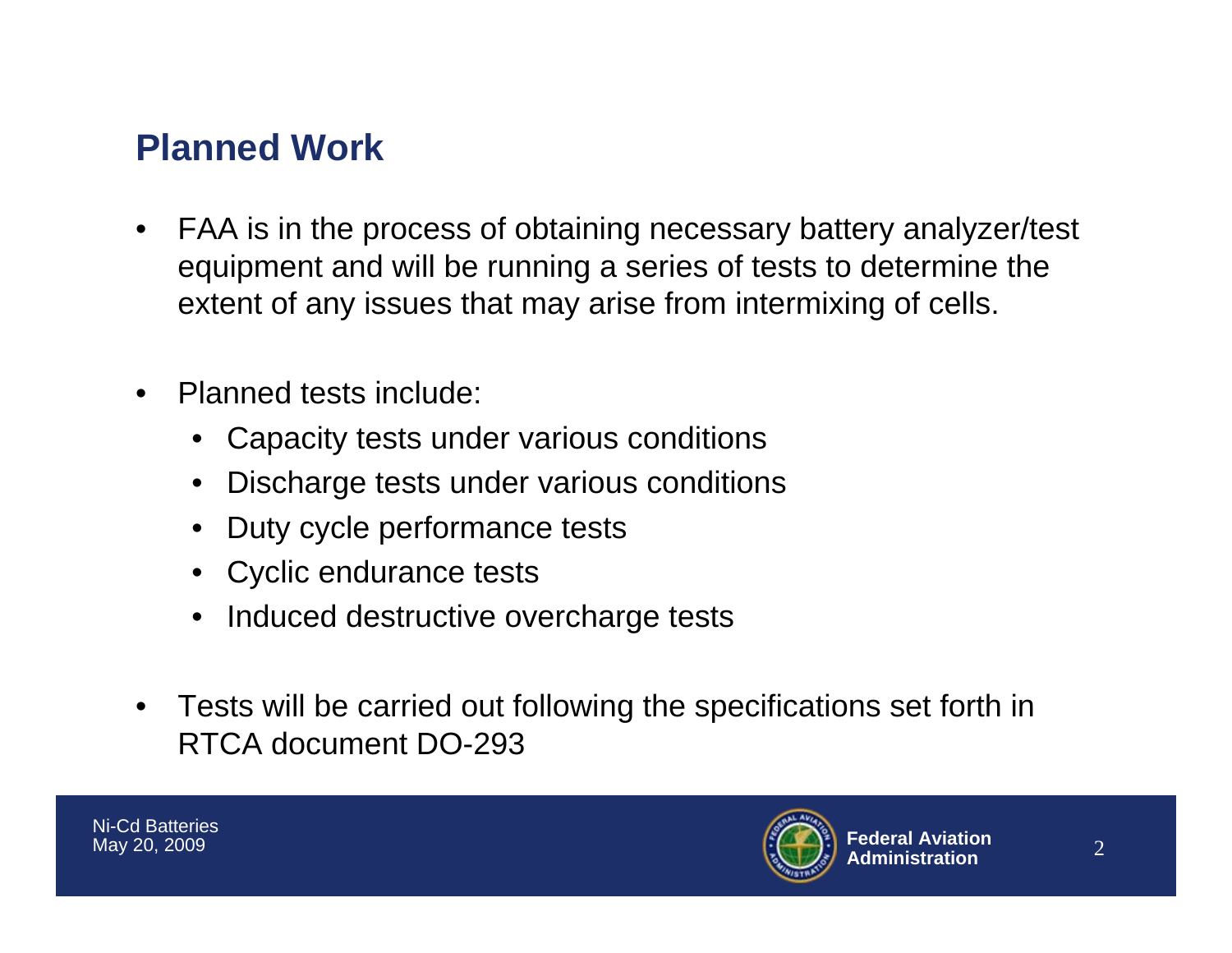## Planned Work

- FAA is in the process of obtaining necessary battery analyzer/test equipment and will be running a series of tests to determine the extent of any issues that may arise from intermixing of cells.

- Planned tests include:
  - Capacity tests under various conditions
  - Discharge tests under various conditions
  - Duty cycle performance tests
  - Cyclic endurance tests
  - Induced destructive overcharge tests

- Tests will be carried out following the specifications set forth in RTCA document DO-293